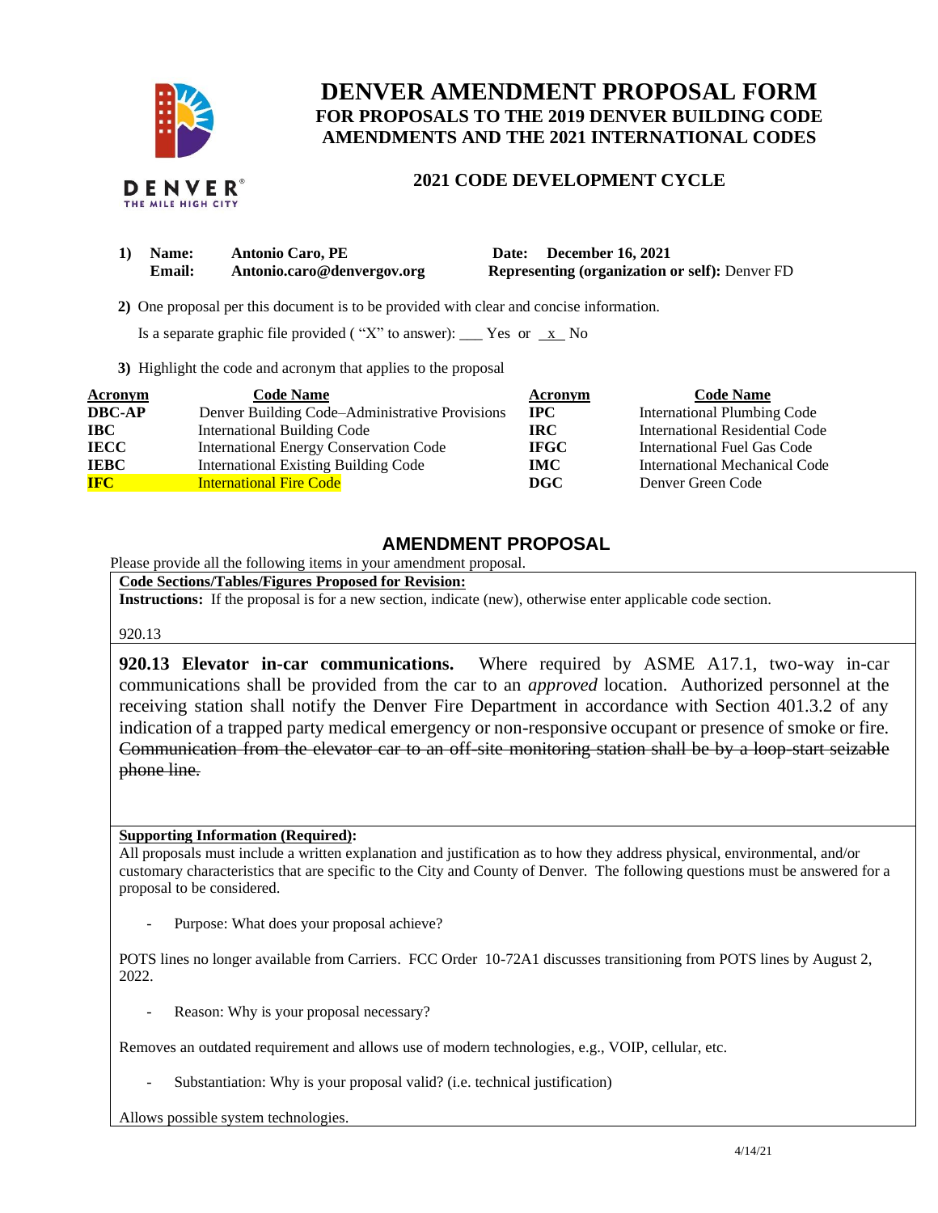DENVER
THE MILE HIGH CITY

# DENVER AMENDMENT PROPOSAL FORM

## FOR PROPOSALS TO THE 2019 DENVER BUILDING CODE AMENDMENTS AND THE 2021 INTERNATIONAL CODES

### 2021 CODE DEVELOPMENT CYCLE

1) **Name:** **Antonio Caro, PE** **Date:** **December 16, 2021**
**Email:** **Antonio.caro@denvergov.org** **Representing (organization or self):** Denver FD

2) One proposal per this document is to be provided with clear and concise information.

Is a separate graphic file provided ( "X" to answer): ___ Yes or _x_ No

3) Highlight the code and acronym that applies to the proposal

| Acronym | Code Name | Acronym | Code Name |
|---|---|---|---|
| **DBC-AP** | Denver Building Code–Administrative Provisions | **IPC** | International Plumbing Code |
| **IBC** | International Building Code | **IRC** | International Residential Code |
| **IECC** | International Energy Conservation Code | **IFGC** | International Fuel Gas Code |
| **IEBC** | International Existing Building Code | **IMC** | International Mechanical Code |
| **IFC** | International Fire Code | **DGC** | Denver Green Code |

## AMENDMENT PROPOSAL

Please provide all the following items in your amendment proposal.

**Code Sections/Tables/Figures Proposed for Revision:**

**Instructions:** If the proposal is for a new section, indicate (new), otherwise enter applicable code section.

920.13

**920.13 Elevator in-car communications.** Where required by ASME A17.1, two-way in-car communications shall be provided from the car to an *approved* location. Authorized personnel at the receiving station shall notify the Denver Fire Department in accordance with Section 401.3.2 of any indication of a trapped party medical emergency or non-responsive occupant or presence of smoke or fire. ~~Communication from the elevator car to an off-site monitoring station shall be by a loop-start seizable phone line.~~

**Supporting Information (Required):**

All proposals must include a written explanation and justification as to how they address physical, environmental, and/or customary characteristics that are specific to the City and County of Denver. The following questions must be answered for a proposal to be considered.

- Purpose: What does your proposal achieve?

POTS lines no longer available from Carriers. FCC Order 10-72A1 discusses transitioning from POTS lines by August 2, 2022.

- Reason: Why is your proposal necessary?

Removes an outdated requirement and allows use of modern technologies, e.g., VOIP, cellular, etc.

- Substantiation: Why is your proposal valid? (i.e. technical justification)

Allows possible system technologies.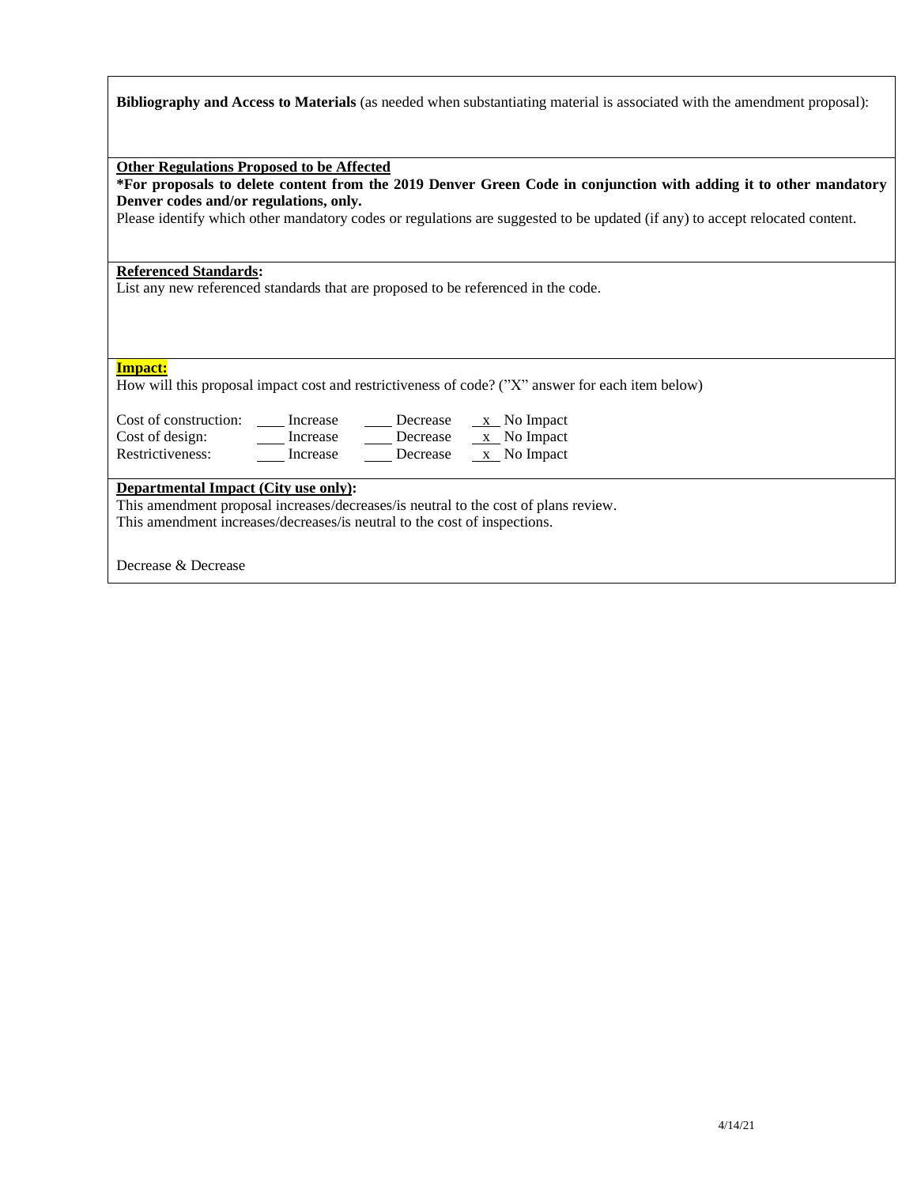**Bibliography and Access to Materials** (as needed when substantiating material is associated with the amendment proposal):

**Other Regulations Proposed to be Affected**

**\*For proposals to delete content from the 2019 Denver Green Code in conjunction with adding it to other mandatory Denver codes and/or regulations, only.**

Please identify which other mandatory codes or regulations are suggested to be updated (if any) to accept relocated content.

**Referenced Standards:**

List any new referenced standards that are proposed to be referenced in the code.

**Impact:**

How will this proposal impact cost and restrictiveness of code? ("X" answer for each item below)

| | | | |
|---|---|---|---|
| Cost of construction: | ___ Increase | ___ Decrease | x No Impact |
| Cost of design: | ___ Increase | ___ Decrease | x No Impact |
| Restrictiveness: | ___ Increase | ___ Decrease | x No Impact |

**Departmental Impact (City use only):**

This amendment proposal increases/decreases/is neutral to the cost of plans review.

This amendment increases/decreases/is neutral to the cost of inspections.

Decrease & Decrease